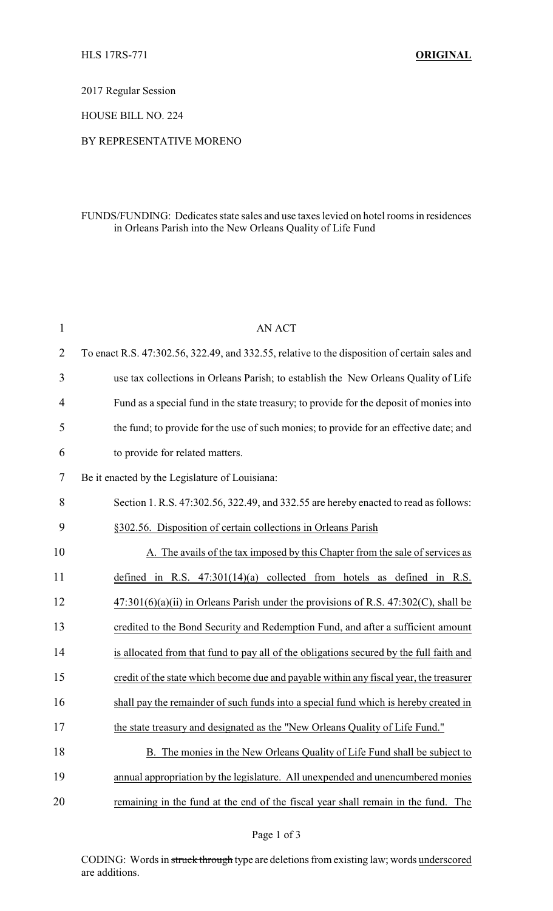HLS 17RS-771 **ORIGINAL**

2017 Regular Session

HOUSE BILL NO. 224

BY REPRESENTATIVE MORENO

FUNDS/FUNDING: Dedicates state sales and use taxes levied on hotel rooms in residences in Orleans Parish into the New Orleans Quality of Life Fund

AN ACT

To enact R.S. 47:302.56, 322.49, and 332.55, relative to the disposition of certain sales and use tax collections in Orleans Parish; to establish the New Orleans Quality of Life Fund as a special fund in the state treasury; to provide for the deposit of monies into the fund; to provide for the use of such monies; to provide for an effective date; and to provide for related matters.

Be it enacted by the Legislature of Louisiana:

Section 1. R.S. 47:302.56, 322.49, and 332.55 are hereby enacted to read as follows:

§302.56. Disposition of certain collections in Orleans Parish

A. The avails of the tax imposed by this Chapter from the sale of services as defined in R.S. 47:301(14)(a) collected from hotels as defined in R.S. 47:301(6)(a)(ii) in Orleans Parish under the provisions of R.S. 47:302(C), shall be credited to the Bond Security and Redemption Fund, and after a sufficient amount is allocated from that fund to pay all of the obligations secured by the full faith and credit of the state which become due and payable within any fiscal year, the treasurer shall pay the remainder of such funds into a special fund which is hereby created in the state treasury and designated as the "New Orleans Quality of Life Fund."

B. The monies in the New Orleans Quality of Life Fund shall be subject to annual appropriation by the legislature. All unexpended and unencumbered monies remaining in the fund at the end of the fiscal year shall remain in the fund. The

CODING: Words in ~~struck through~~ type are deletions from existing law; words underscored are additions.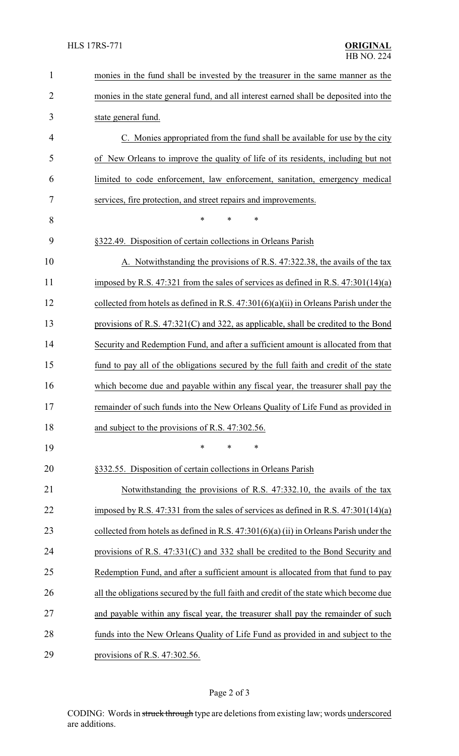monies in the fund shall be invested by the treasurer in the same manner as the monies in the state general fund, and all interest earned shall be deposited into the state general fund.

C. Monies appropriated from the fund shall be available for use by the city of New Orleans to improve the quality of life of its residents, including but not limited to code enforcement, law enforcement, sanitation, emergency medical services, fire protection, and street repairs and improvements.

\* \* \*

§322.49. Disposition of certain collections in Orleans Parish

A. Notwithstanding the provisions of R.S. 47:322.38, the avails of the tax imposed by R.S. 47:321 from the sales of services as defined in R.S. 47:301(14)(a) collected from hotels as defined in R.S. 47:301(6)(a)(ii) in Orleans Parish under the provisions of R.S. 47:321(C) and 322, as applicable, shall be credited to the Bond Security and Redemption Fund, and after a sufficient amount is allocated from that fund to pay all of the obligations secured by the full faith and credit of the state which become due and payable within any fiscal year, the treasurer shall pay the remainder of such funds into the New Orleans Quality of Life Fund as provided in and subject to the provisions of R.S. 47:302.56.

\* \* \*

§332.55. Disposition of certain collections in Orleans Parish

Notwithstanding the provisions of R.S. 47:332.10, the avails of the tax imposed by R.S. 47:331 from the sales of services as defined in R.S. 47:301(14)(a) collected from hotels as defined in R.S. 47:301(6)(a) (ii) in Orleans Parish under the provisions of R.S. 47:331(C) and 332 shall be credited to the Bond Security and Redemption Fund, and after a sufficient amount is allocated from that fund to pay all the obligations secured by the full faith and credit of the state which become due and payable within any fiscal year, the treasurer shall pay the remainder of such funds into the New Orleans Quality of Life Fund as provided in and subject to the provisions of R.S. 47:302.56.

CODING: Words in struck through type are deletions from existing law; words underscored are additions.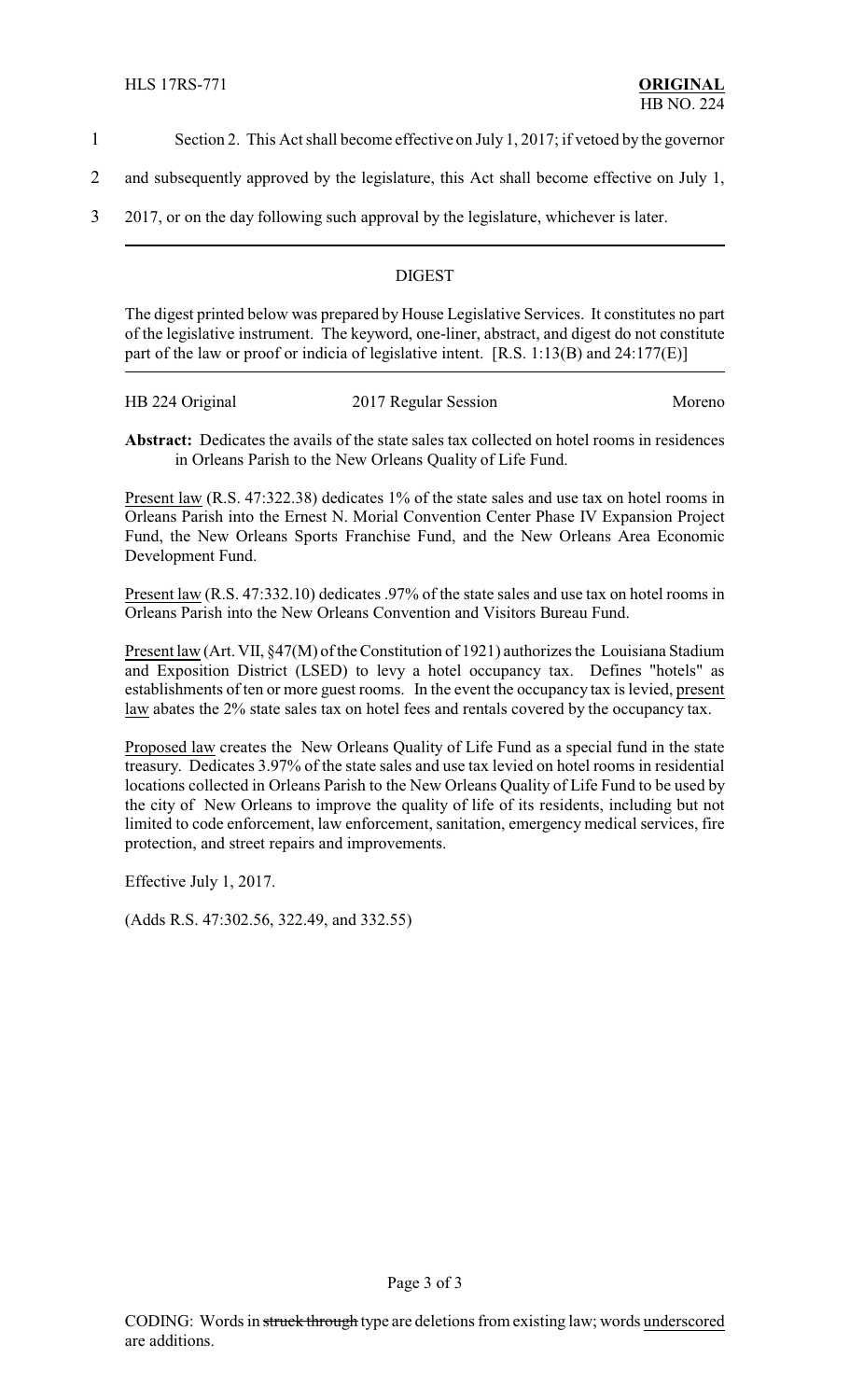1 Section 2. This Act shall become effective on July 1, 2017; if vetoed by the governor

2 and subsequently approved by the legislature, this Act shall become effective on July 1,

3 2017, or on the day following such approval by the legislature, whichever is later.

## DIGEST

The digest printed below was prepared by House Legislative Services. It constitutes no part of the legislative instrument. The keyword, one-liner, abstract, and digest do not constitute part of the law or proof or indicia of legislative intent. [R.S. 1:13(B) and 24:177(E)]

HB 224 Original 2017 Regular Session Moreno

**Abstract:** Dedicates the avails of the state sales tax collected on hotel rooms in residences in Orleans Parish to the New Orleans Quality of Life Fund.

Present law (R.S. 47:322.38) dedicates 1% of the state sales and use tax on hotel rooms in Orleans Parish into the Ernest N. Morial Convention Center Phase IV Expansion Project Fund, the New Orleans Sports Franchise Fund, and the New Orleans Area Economic Development Fund.

Present law (R.S. 47:332.10) dedicates .97% of the state sales and use tax on hotel rooms in Orleans Parish into the New Orleans Convention and Visitors Bureau Fund.

Present law (Art. VII, §47(M) of the Constitution of 1921) authorizes the Louisiana Stadium and Exposition District (LSED) to levy a hotel occupancy tax. Defines "hotels" as establishments of ten or more guest rooms. In the event the occupancy tax is levied, present law abates the 2% state sales tax on hotel fees and rentals covered by the occupancy tax.

Proposed law creates the New Orleans Quality of Life Fund as a special fund in the state treasury. Dedicates 3.97% of the state sales and use tax levied on hotel rooms in residential locations collected in Orleans Parish to the New Orleans Quality of Life Fund to be used by the city of New Orleans to improve the quality of life of its residents, including but not limited to code enforcement, law enforcement, sanitation, emergency medical services, fire protection, and street repairs and improvements.

Effective July 1, 2017.

(Adds R.S. 47:302.56, 322.49, and 332.55)

CODING: Words in ~~struck through~~ type are deletions from existing law; words underscored are additions.